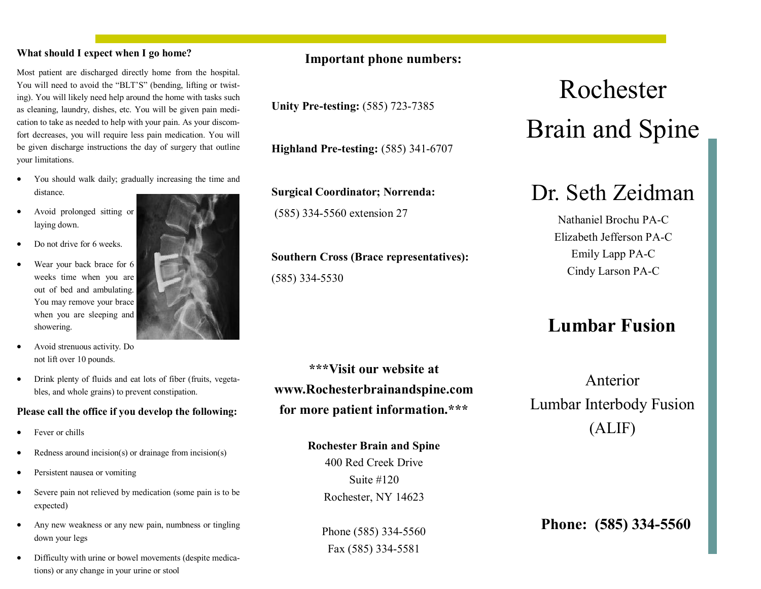### What should I expect when I go home?

Most patient are discharged directly home from the hospital. You will need to avoid the "BLT'S" (bending, lifting or twisting). You will likely need help around the home with tasks such as cleaning, laundry, dishes, etc. You will be given pain medication to take as needed to help with your pain. As your discomfort decreases, you will require less pain medication. You will be given discharge instructions the day of surgery that outline your limitations.

- You should walk daily; gradually increasing the time and distance.
- Avoid prolonged sitting or laying down.
- Do not drive for 6 weeks.
- Wear your back brace for 6 weeks time when you are out of bed and ambulating. You may remove your brace when you are sleeping and showering.
- Avoid strenuous activity. Do not lift over 10 pounds.
- Drink plenty of fluids and eat lots of fiber (fruits, vegetables, and whole grains) to prevent constipation.

### Please call the office if you develop the following:

- Fever or chills
- Redness around incision(s) or drainage from incision(s)
- Persistent nausea or vomiting
- Severe pain not relieved by medication (some pain is to be expected)
- Any new weakness or any new pain, numbness or tingling down your legs
- Difficulty with urine or bowel movements (despite medications) or any change in your urine or stool

### Important phone numbers:

**Unity Pre-testing:** (585) 723-7385

**Highland Pre-testing:** (585) 341-6707

**Surgical Coordinator; Norrenda:**
(585) 334-5560 extension 27

**Southern Cross (Brace representatives):**
(585) 334-5530

**\*\*\*Visit our website at www.Rochesterbrainandspine.com for more patient information.\*\*\***

**Rochester Brain and Spine**
400 Red Creek Drive
Suite #120
Rochester, NY 14623

Phone (585) 334-5560
Fax (585) 334-5581

# Rochester Brain and Spine

## Dr. Seth Zeidman

Nathaniel Brochu PA-C
Elizabeth Jefferson PA-C
Emily Lapp PA-C
Cindy Larson PA-C

## Lumbar Fusion

Anterior
Lumbar Interbody Fusion
(ALIF)

**Phone: (585) 334-5560**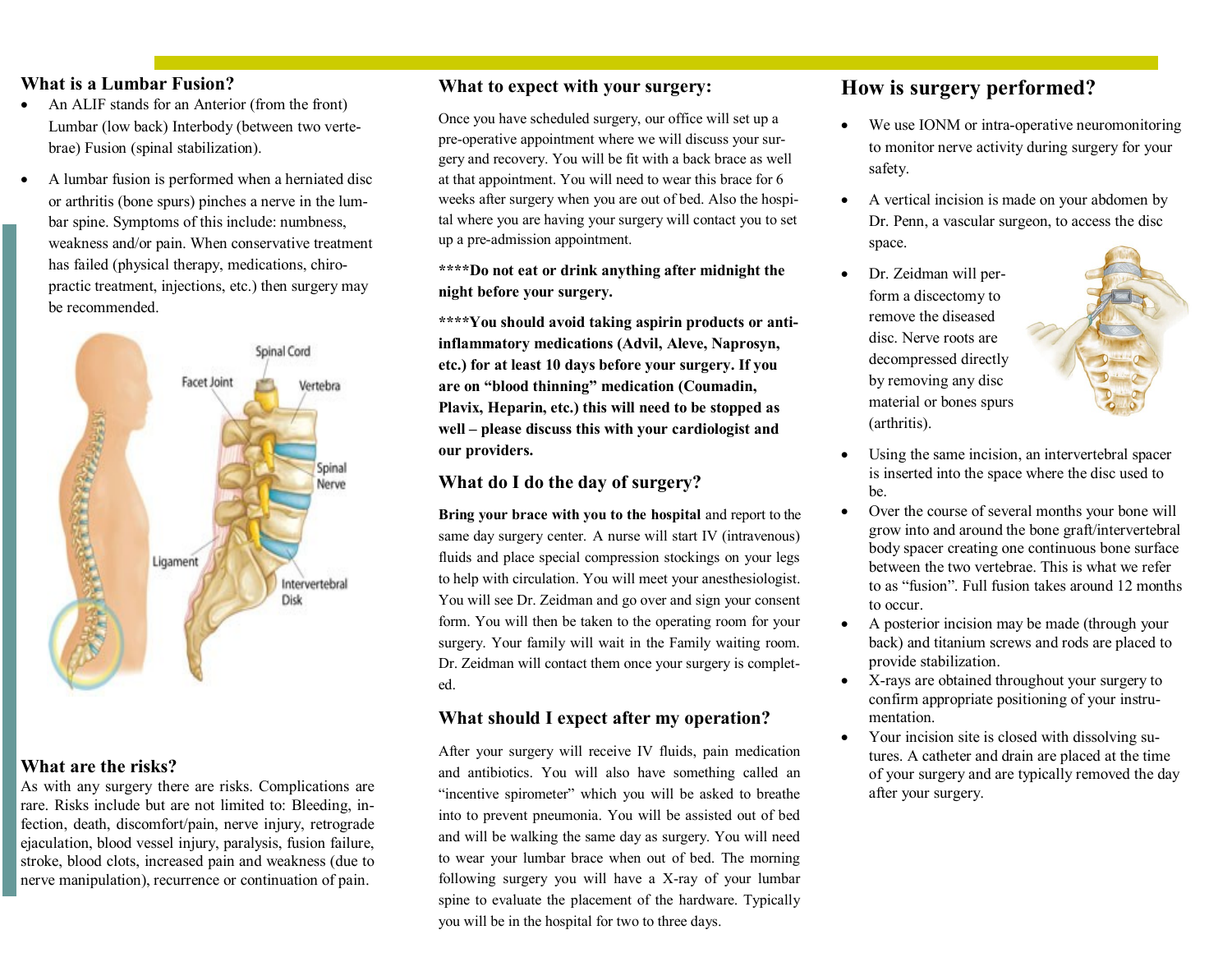## What is a Lumbar Fusion?

- An ALIF stands for an Anterior (from the front) Lumbar (low back) Interbody (between two vertebrae) Fusion (spinal stabilization).
- A lumbar fusion is performed when a herniated disc or arthritis (bone spurs) pinches a nerve in the lumbar spine. Symptoms of this include: numbness, weakness and/or pain. When conservative treatment has failed (physical therapy, medications, chiropractic treatment, injections, etc.) then surgery may be recommended.

Spinal Cord
Facet Joint
Vertebra
Spinal Nerve
Ligament
Intervertebral Disk

## What are the risks?

As with any surgery there are risks. Complications are rare. Risks include but are not limited to: Bleeding, infection, death, discomfort/pain, nerve injury, retrograde ejaculation, blood vessel injury, paralysis, fusion failure, stroke, blood clots, increased pain and weakness (due to nerve manipulation), recurrence or continuation of pain.

## What to expect with your surgery:

Once you have scheduled surgery, our office will set up a pre-operative appointment where we will discuss your surgery and recovery. You will be fit with a back brace as well at that appointment. You will need to wear this brace for 6 weeks after surgery when you are out of bed. Also the hospital where you are having your surgery will contact you to set up a pre-admission appointment.

**\*\*\*\*Do not eat or drink anything after midnight the night before your surgery.**

**\*\*\*\*You should avoid taking aspirin products or anti-inflammatory medications (Advil, Aleve, Naprosyn, etc.) for at least 10 days before your surgery. If you are on "blood thinning" medication (Coumadin, Plavix, Heparin, etc.) this will need to be stopped as well – please discuss this with your cardiologist and our providers.**

## What do I do the day of surgery?

**Bring your brace with you to the hospital** and report to the same day surgery center. A nurse will start IV (intravenous) fluids and place special compression stockings on your legs to help with circulation. You will meet your anesthesiologist. You will see Dr. Zeidman and go over and sign your consent form. You will then be taken to the operating room for your surgery. Your family will wait in the Family waiting room. Dr. Zeidman will contact them once your surgery is completed.

## What should I expect after my operation?

After your surgery will receive IV fluids, pain medication and antibiotics. You will also have something called an "incentive spirometer" which you will be asked to breathe into to prevent pneumonia. You will be assisted out of bed and will be walking the same day as surgery. You will need to wear your lumbar brace when out of bed. The morning following surgery you will have a X-ray of your lumbar spine to evaluate the placement of the hardware. Typically you will be in the hospital for two to three days.

## How is surgery performed?

- We use IONM or intra-operative neuromonitoring to monitor nerve activity during surgery for your safety.
- A vertical incision is made on your abdomen by Dr. Penn, a vascular surgeon, to access the disc space.
- Dr. Zeidman will perform a discectomy to remove the diseased disc. Nerve roots are decompressed directly by removing any disc material or bones spurs (arthritis).
- Using the same incision, an intervertebral spacer is inserted into the space where the disc used to be.
- Over the course of several months your bone will grow into and around the bone graft/intervertebral body spacer creating one continuous bone surface between the two vertebrae. This is what we refer to as "fusion". Full fusion takes around 12 months to occur.
- A posterior incision may be made (through your back) and titanium screws and rods are placed to provide stabilization.
- X-rays are obtained throughout your surgery to confirm appropriate positioning of your instrumentation.
- Your incision site is closed with dissolving sutures. A catheter and drain are placed at the time of your surgery and are typically removed the day after your surgery.